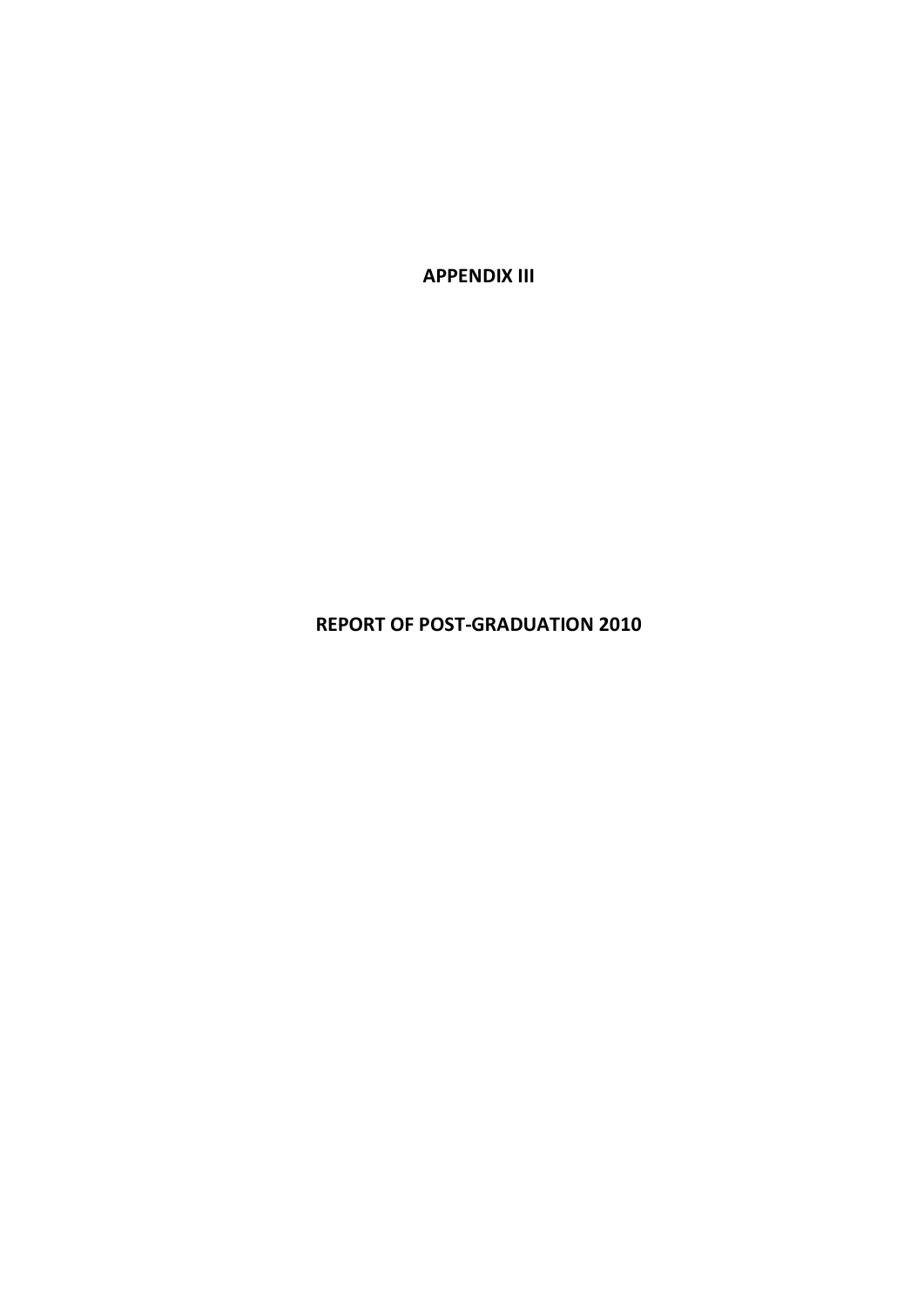# APPENDIX III

# REPORT OF POST-GRADUATION 2010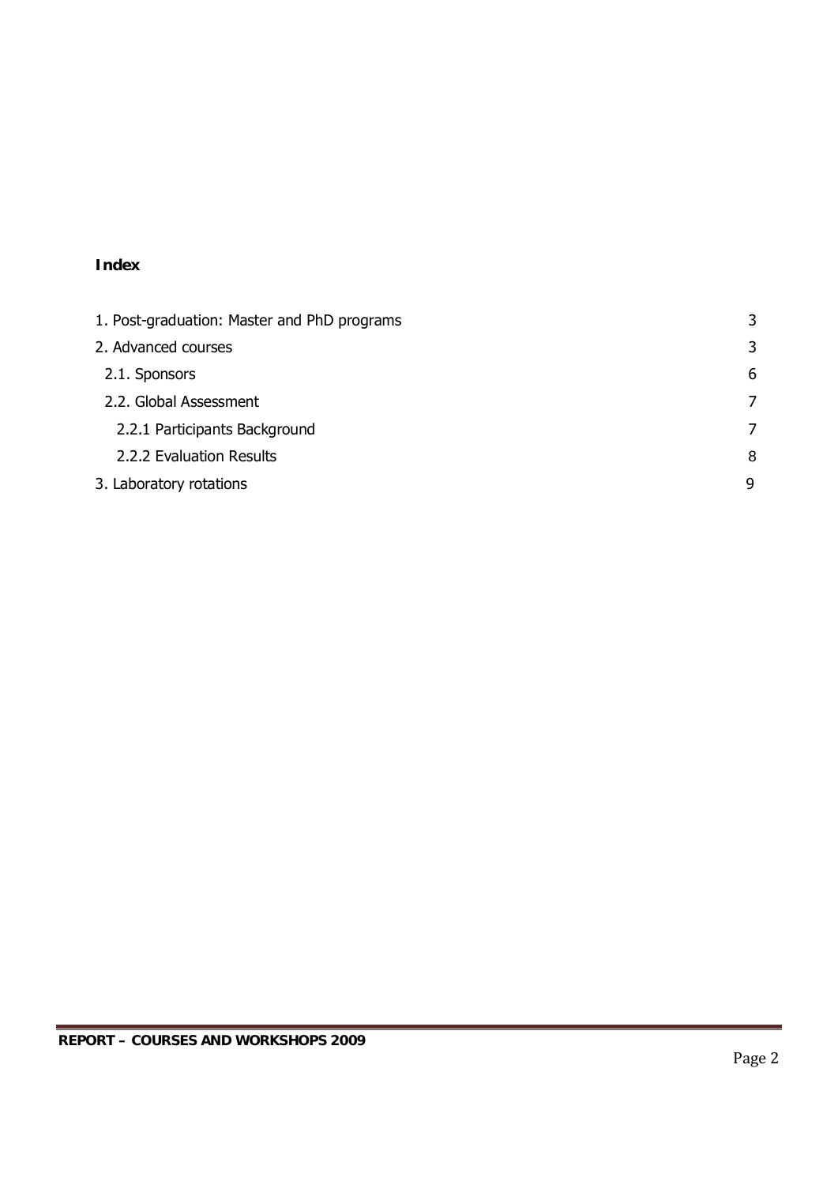**Index**

| | |
|---|---|
| 1. Post-graduation: Master and PhD programs | 3 |
| 2. Advanced courses | 3 |
| 2.1. Sponsors | 6 |
| 2.2. Global Assessment | 7 |
| 2.2.1 Participants Background | 7 |
| 2.2.2 Evaluation Results | 8 |
| 3. Laboratory rotations | 9 |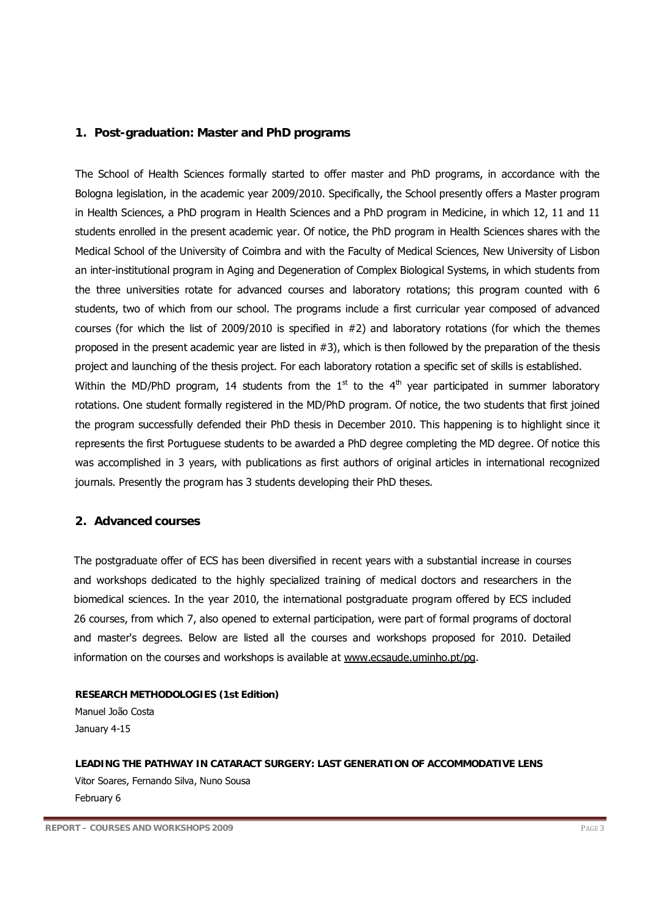## 1. Post-graduation: Master and PhD programs

The School of Health Sciences formally started to offer master and PhD programs, in accordance with the Bologna legislation, in the academic year 2009/2010. Specifically, the School presently offers a Master program in Health Sciences, a PhD program in Health Sciences and a PhD program in Medicine, in which 12, 11 and 11 students enrolled in the present academic year. Of notice, the PhD program in Health Sciences shares with the Medical School of the University of Coimbra and with the Faculty of Medical Sciences, New University of Lisbon an inter-institutional program in Aging and Degeneration of Complex Biological Systems, in which students from the three universities rotate for advanced courses and laboratory rotations; this program counted with 6 students, two of which from our school. The programs include a first curricular year composed of advanced courses (for which the list of 2009/2010 is specified in #2) and laboratory rotations (for which the themes proposed in the present academic year are listed in #3), which is then followed by the preparation of the thesis project and launching of the thesis project. For each laboratory rotation a specific set of skills is established.

Within the MD/PhD program, 14 students from the 1st to the 4th year participated in summer laboratory rotations. One student formally registered in the MD/PhD program. Of notice, the two students that first joined the program successfully defended their PhD thesis in December 2010. This happening is to highlight since it represents the first Portuguese students to be awarded a PhD degree completing the MD degree. Of notice this was accomplished in 3 years, with publications as first authors of original articles in international recognized journals. Presently the program has 3 students developing their PhD theses.

## 2. Advanced courses

The postgraduate offer of ECS has been diversified in recent years with a substantial increase in courses and workshops dedicated to the highly specialized training of medical doctors and researchers in the biomedical sciences. In the year 2010, the international postgraduate program offered by ECS included 26 courses, from which 7, also opened to external participation, were part of formal programs of doctoral and master's degrees. Below are listed all the courses and workshops proposed for 2010. Detailed information on the courses and workshops is available at www.ecsaude.uminho.pt/pg.

**RESEARCH METHODOLOGIES (1st Edition)**
Manuel João Costa
January 4-15

**LEADING THE PATHWAY IN CATARACT SURGERY: LAST GENERATION OF ACCOMMODATIVE LENS**
Vitor Soares, Fernando Silva, Nuno Sousa
February 6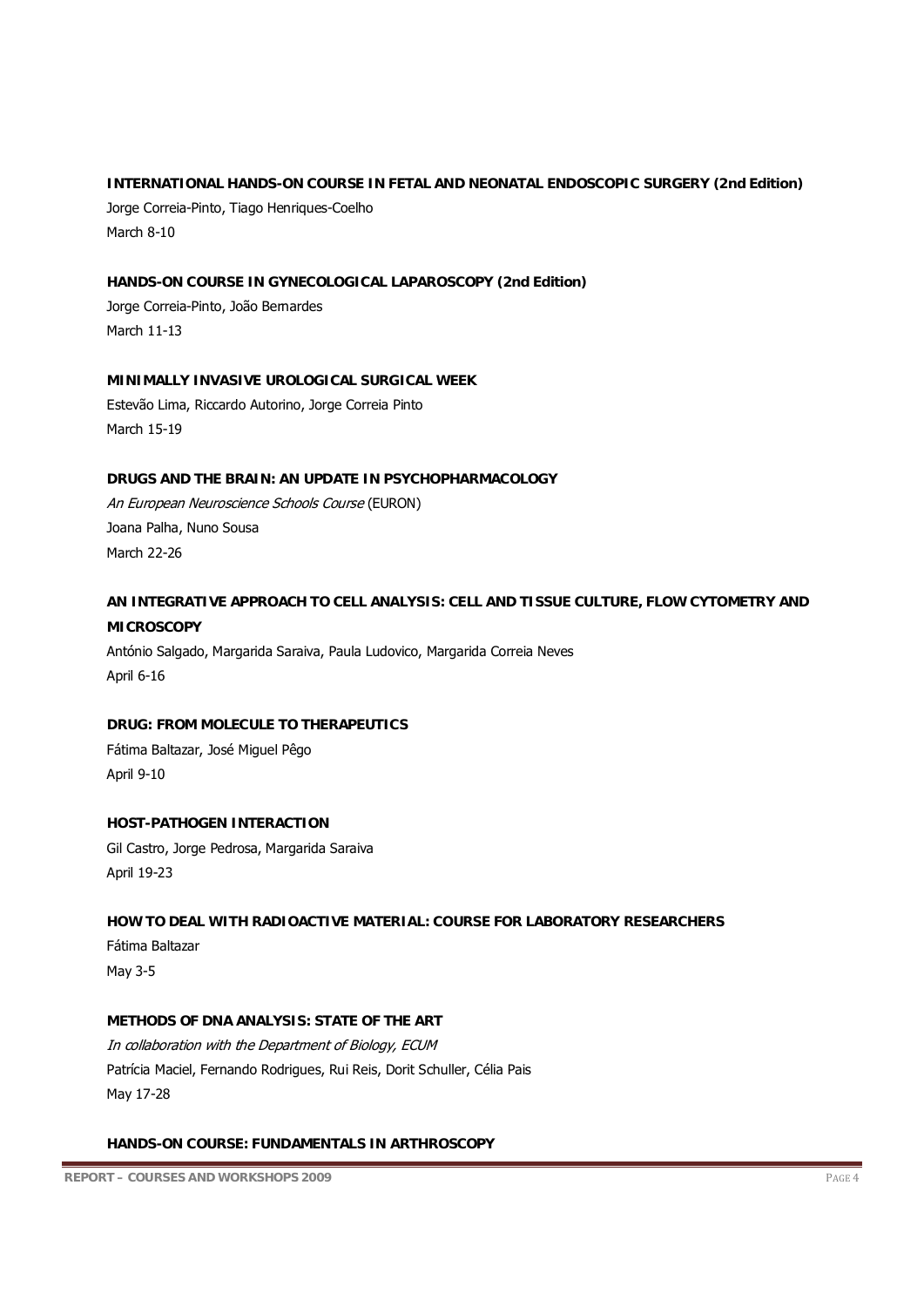**INTERNATIONAL HANDS-ON COURSE IN FETAL AND NEONATAL ENDOSCOPIC SURGERY (2nd Edition)**

Jorge Correia-Pinto, Tiago Henriques-Coelho

March 8-10

**HANDS-ON COURSE IN GYNECOLOGICAL LAPAROSCOPY (2nd Edition)**

Jorge Correia-Pinto, João Bernardes

March 11-13

**MINIMALLY INVASIVE UROLOGICAL SURGICAL WEEK**

Estevão Lima, Riccardo Autorino, Jorge Correia Pinto

March 15-19

**DRUGS AND THE BRAIN: AN UPDATE IN PSYCHOPHARMACOLOGY**

*An European Neuroscience Schools Course* (EURON)

Joana Palha, Nuno Sousa

March 22-26

**AN INTEGRATIVE APPROACH TO CELL ANALYSIS: CELL AND TISSUE CULTURE, FLOW CYTOMETRY AND MICROSCOPY**

António Salgado, Margarida Saraiva, Paula Ludovico, Margarida Correia Neves

April 6-16

**DRUG: FROM MOLECULE TO THERAPEUTICS**

Fátima Baltazar, José Miguel Pêgo

April 9-10

**HOST-PATHOGEN INTERACTION**

Gil Castro, Jorge Pedrosa, Margarida Saraiva

April 19-23

**HOW TO DEAL WITH RADIOACTIVE MATERIAL: COURSE FOR LABORATORY RESEARCHERS**

Fátima Baltazar

May 3-5

**METHODS OF DNA ANALYSIS: STATE OF THE ART**

*In collaboration with the Department of Biology, ECUM*

Patrícia Maciel, Fernando Rodrigues, Rui Reis, Dorit Schuller, Célia Pais

May 17-28

**HANDS-ON COURSE: FUNDAMENTALS IN ARTHROSCOPY**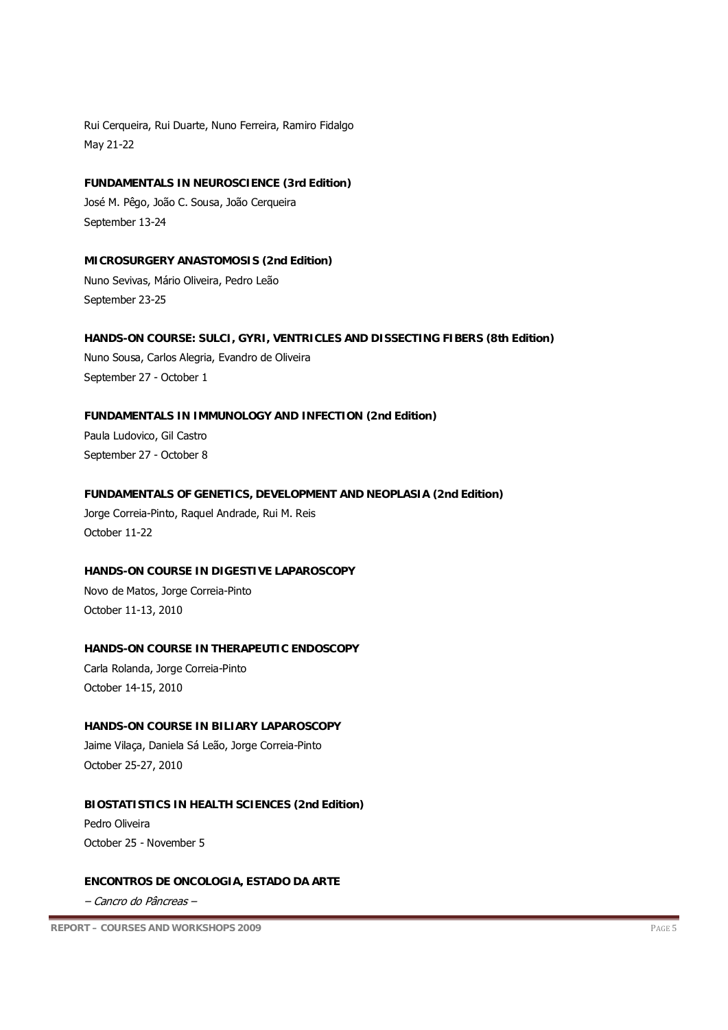Rui Cerqueira, Rui Duarte, Nuno Ferreira, Ramiro Fidalgo
May 21-22

**FUNDAMENTALS IN NEUROSCIENCE (3rd Edition)**
José M. Pêgo, João C. Sousa, João Cerqueira
September 13-24

**MICROSURGERY ANASTOMOSIS (2nd Edition)**
Nuno Sevivas, Mário Oliveira, Pedro Leão
September 23-25

**HANDS-ON COURSE: SULCI, GYRI, VENTRICLES AND DISSECTING FIBERS (8th Edition)**
Nuno Sousa, Carlos Alegria, Evandro de Oliveira
September 27 - October 1

**FUNDAMENTALS IN IMMUNOLOGY AND INFECTION (2nd Edition)**
Paula Ludovico, Gil Castro
September 27 - October 8

**FUNDAMENTALS OF GENETICS, DEVELOPMENT AND NEOPLASIA (2nd Edition)**
Jorge Correia-Pinto, Raquel Andrade, Rui M. Reis
October 11-22

**HANDS-ON COURSE IN DIGESTIVE LAPAROSCOPY**
Novo de Matos, Jorge Correia-Pinto
October 11-13, 2010

**HANDS-ON COURSE IN THERAPEUTIC ENDOSCOPY**
Carla Rolanda, Jorge Correia-Pinto
October 14-15, 2010

**HANDS-ON COURSE IN BILIARY LAPAROSCOPY**
Jaime Vilaça, Daniela Sá Leão, Jorge Correia-Pinto
October 25-27, 2010

**BIOSTATISTICS IN HEALTH SCIENCES (2nd Edition)**
Pedro Oliveira
October 25 - November 5

**ENCONTROS DE ONCOLOGIA, ESTADO DA ARTE**
*– Cancro do Pâncreas –*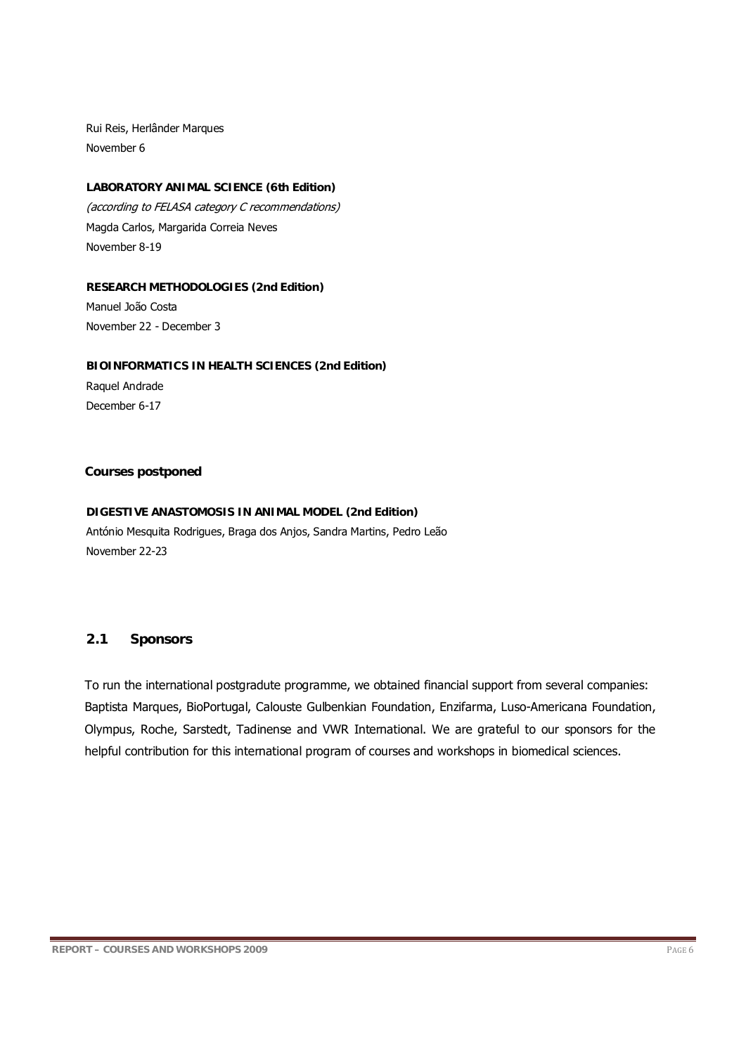Rui Reis, Herlânder Marques
November 6

**LABORATORY ANIMAL SCIENCE (6th Edition)**
*(according to FELASA category C recommendations)*
Magda Carlos, Margarida Correia Neves
November 8-19

**RESEARCH METHODOLOGIES (2nd Edition)**
Manuel João Costa
November 22 - December 3

**BIOINFORMATICS IN HEALTH SCIENCES (2nd Edition)**
Raquel Andrade
December 6-17

**Courses postponed**

**DIGESTIVE ANASTOMOSIS IN ANIMAL MODEL (2nd Edition)**
António Mesquita Rodrigues, Braga dos Anjos, Sandra Martins, Pedro Leão
November 22-23

## 2.1 Sponsors

To run the international postgradute programme, we obtained financial support from several companies: Baptista Marques, BioPortugal, Calouste Gulbenkian Foundation, Enzifarma, Luso-Americana Foundation, Olympus, Roche, Sarstedt, Tadinense and VWR International. We are grateful to our sponsors for the helpful contribution for this international program of courses and workshops in biomedical sciences.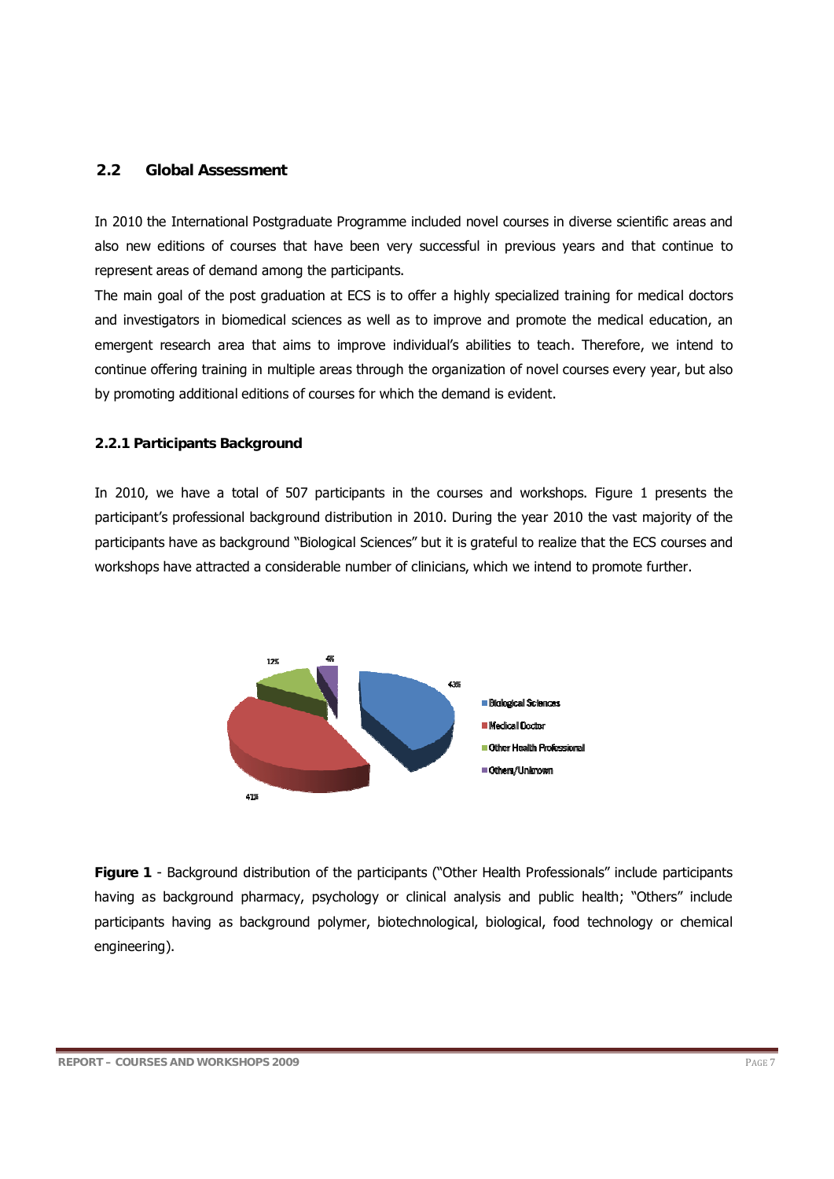## 2.2 Global Assessment

In 2010 the International Postgraduate Programme included novel courses in diverse scientific areas and also new editions of courses that have been very successful in previous years and that continue to represent areas of demand among the participants.

The main goal of the post graduation at ECS is to offer a highly specialized training for medical doctors and investigators in biomedical sciences as well as to improve and promote the medical education, an emergent research area that aims to improve individual's abilities to teach. Therefore, we intend to continue offering training in multiple areas through the organization of novel courses every year, but also by promoting additional editions of courses for which the demand is evident.

### 2.2.1 Participants Background

In 2010, we have a total of 507 participants in the courses and workshops. Figure 1 presents the participant's professional background distribution in 2010. During the year 2010 the vast majority of the participants have as background "Biological Sciences" but it is grateful to realize that the ECS courses and workshops have attracted a considerable number of clinicians, which we intend to promote further.

12% 4% 43% 41%

- Biological Sciences
- Medical Doctor
- Other Health Professional
- Others/Unknown

**Figure 1** - Background distribution of the participants ("Other Health Professionals" include participants having as background pharmacy, psychology or clinical analysis and public health; "Others" include participants having as background polymer, biotechnological, biological, food technology or chemical engineering).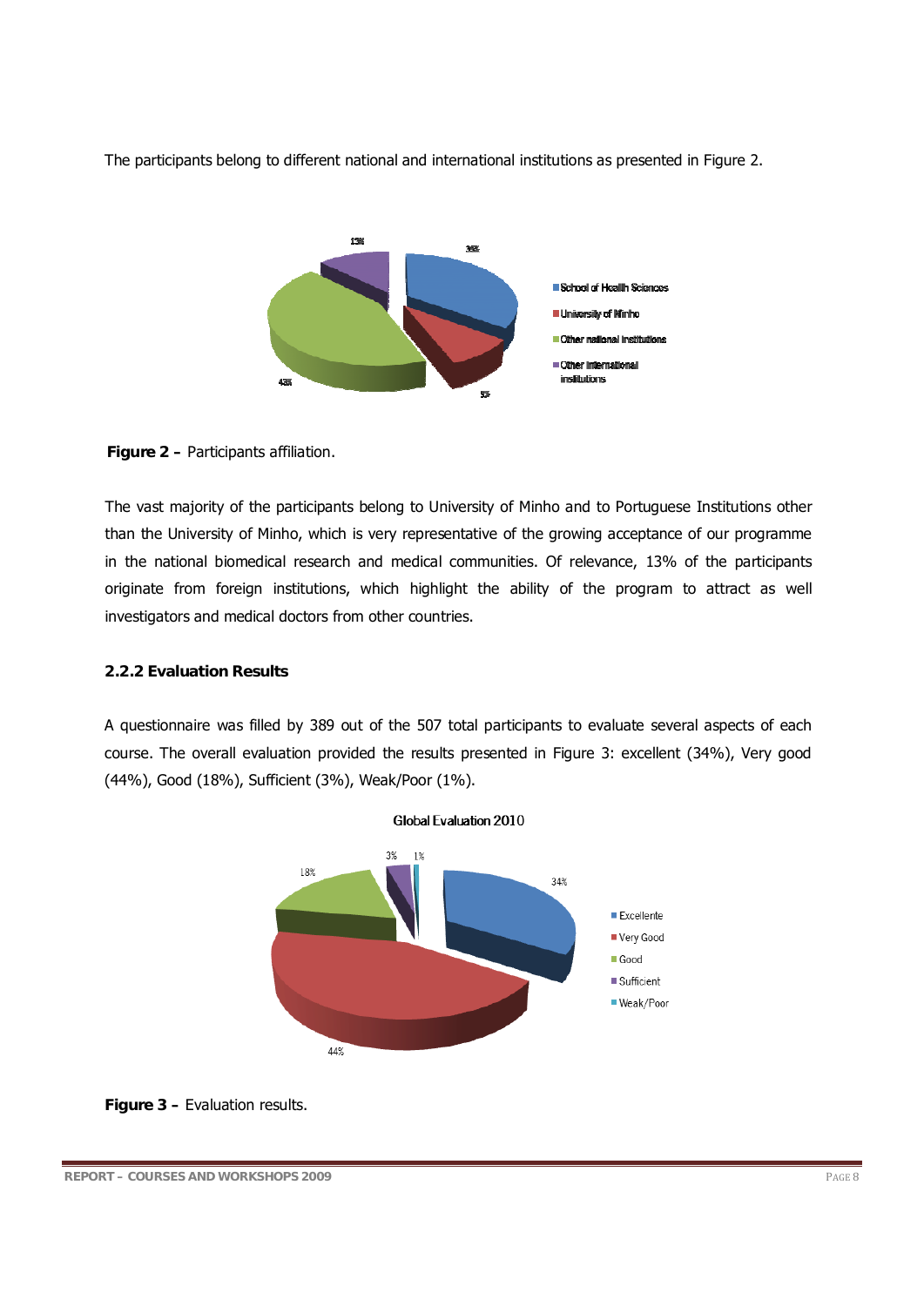The participants belong to different national and international institutions as presented in Figure 2.

**Figure 2 –** Participants affiliation.

The vast majority of the participants belong to University of Minho and to Portuguese Institutions other than the University of Minho, which is very representative of the growing acceptance of our programme in the national biomedical research and medical communities. Of relevance, 13% of the participants originate from foreign institutions, which highlight the ability of the program to attract as well investigators and medical doctors from other countries.

### 2.2.2 Evaluation Results

A questionnaire was filled by 389 out of the 507 total participants to evaluate several aspects of each course. The overall evaluation provided the results presented in Figure 3: excellent (34%), Very good (44%), Good (18%), Sufficient (3%), Weak/Poor (1%).

**Figure 3 –** Evaluation results.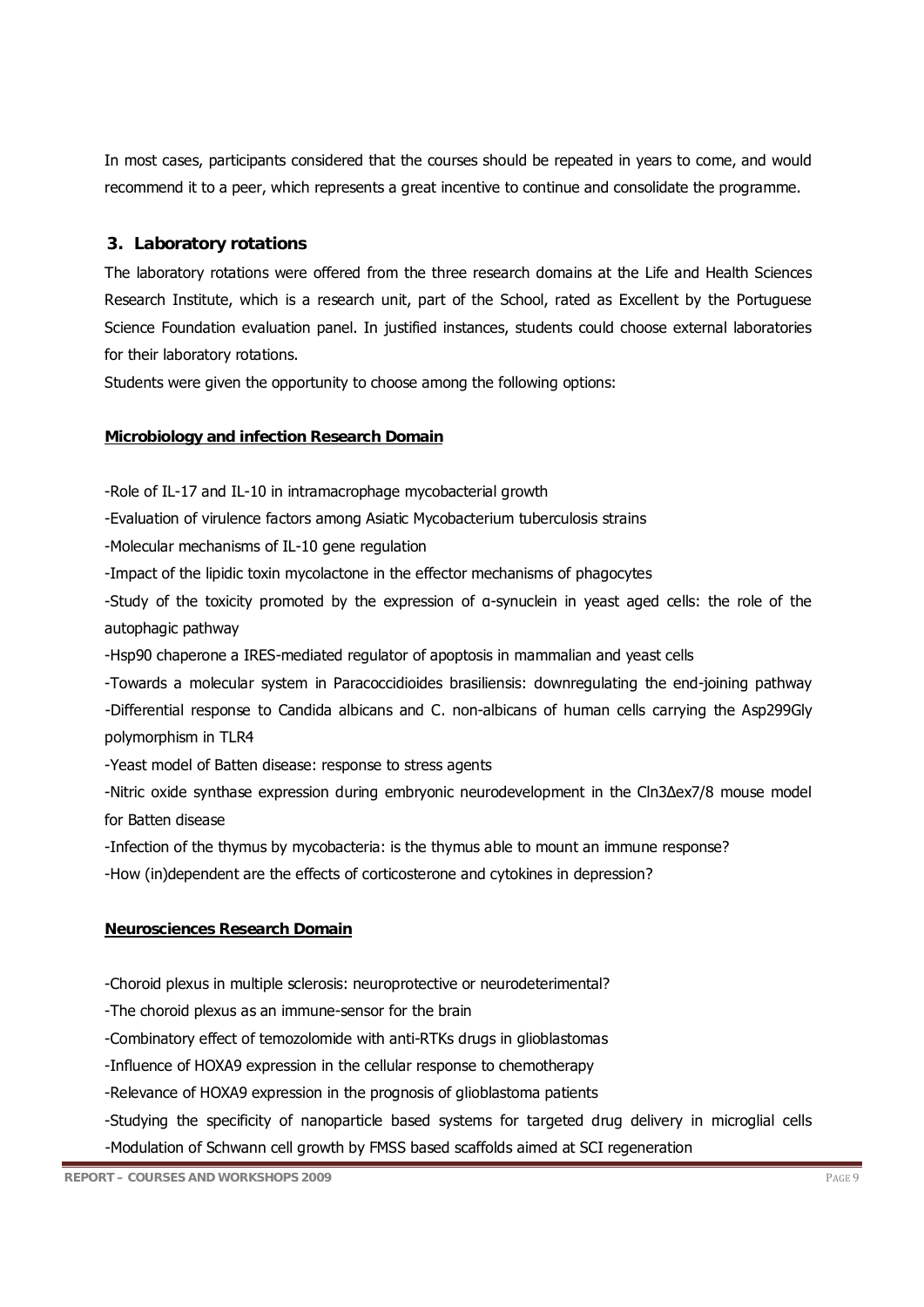In most cases, participants considered that the courses should be repeated in years to come, and would recommend it to a peer, which represents a great incentive to continue and consolidate the programme.

## 3. Laboratory rotations

The laboratory rotations were offered from the three research domains at the Life and Health Sciences Research Institute, which is a research unit, part of the School, rated as Excellent by the Portuguese Science Foundation evaluation panel. In justified instances, students could choose external laboratories for their laboratory rotations.

Students were given the opportunity to choose among the following options:

**Microbiology and infection Research Domain**

-Role of IL-17 and IL-10 in intramacrophage mycobacterial growth

-Evaluation of virulence factors among Asiatic Mycobacterium tuberculosis strains

-Molecular mechanisms of IL-10 gene regulation

-Impact of the lipidic toxin mycolactone in the effector mechanisms of phagocytes

-Study of the toxicity promoted by the expression of α-synuclein in yeast aged cells: the role of the autophagic pathway

-Hsp90 chaperone a IRES-mediated regulator of apoptosis in mammalian and yeast cells

-Towards a molecular system in Paracoccidioides brasiliensis: downregulating the end-joining pathway

-Differential response to Candida albicans and C. non-albicans of human cells carrying the Asp299Gly polymorphism in TLR4

-Yeast model of Batten disease: response to stress agents

-Nitric oxide synthase expression during embryonic neurodevelopment in the Cln3Δex7/8 mouse model for Batten disease

-Infection of the thymus by mycobacteria: is the thymus able to mount an immune response?

-How (in)dependent are the effects of corticosterone and cytokines in depression?

**Neurosciences Research Domain**

-Choroid plexus in multiple sclerosis: neuroprotective or neurodeterimental?

-The choroid plexus as an immune-sensor for the brain

-Combinatory effect of temozolomide with anti-RTKs drugs in glioblastomas

-Influence of HOXA9 expression in the cellular response to chemotherapy

-Relevance of HOXA9 expression in the prognosis of glioblastoma patients

-Studying the specificity of nanoparticle based systems for targeted drug delivery in microglial cells

-Modulation of Schwann cell growth by FMSS based scaffolds aimed at SCI regeneration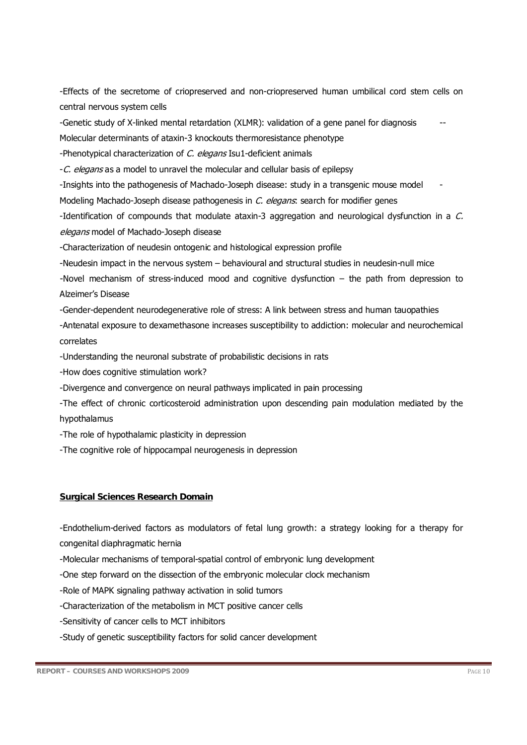-Effects of the secretome of criopreserved and non-criopreserved human umbilical cord stem cells on central nervous system cells

-Genetic study of X-linked mental retardation (XLMR): validation of a gene panel for diagnosis --

Molecular determinants of ataxin-3 knockouts thermoresistance phenotype

-Phenotypical characterization of *C. elegans* Isu1-deficient animals

-*C. elegans* as a model to unravel the molecular and cellular basis of epilepsy

-Insights into the pathogenesis of Machado-Joseph disease: study in a transgenic mouse model -

Modeling Machado-Joseph disease pathogenesis in *C. elegans*: search for modifier genes

-Identification of compounds that modulate ataxin-3 aggregation and neurological dysfunction in a *C. elegans* model of Machado-Joseph disease

-Characterization of neudesin ontogenic and histological expression profile

-Neudesin impact in the nervous system – behavioural and structural studies in neudesin-null mice

-Novel mechanism of stress-induced mood and cognitive dysfunction – the path from depression to Alzeimer's Disease

-Gender-dependent neurodegenerative role of stress: A link between stress and human tauopathies

-Antenatal exposure to dexamethasone increases susceptibility to addiction: molecular and neurochemical correlates

-Understanding the neuronal substrate of probabilistic decisions in rats

-How does cognitive stimulation work?

-Divergence and convergence on neural pathways implicated in pain processing

-The effect of chronic corticosteroid administration upon descending pain modulation mediated by the hypothalamus

-The role of hypothalamic plasticity in depression

-The cognitive role of hippocampal neurogenesis in depression

**Surgical Sciences Research Domain**

-Endothelium-derived factors as modulators of fetal lung growth: a strategy looking for a therapy for congenital diaphragmatic hernia

-Molecular mechanisms of temporal-spatial control of embryonic lung development

-One step forward on the dissection of the embryonic molecular clock mechanism

-Role of MAPK signaling pathway activation in solid tumors

-Characterization of the metabolism in MCT positive cancer cells

-Sensitivity of cancer cells to MCT inhibitors

-Study of genetic susceptibility factors for solid cancer development